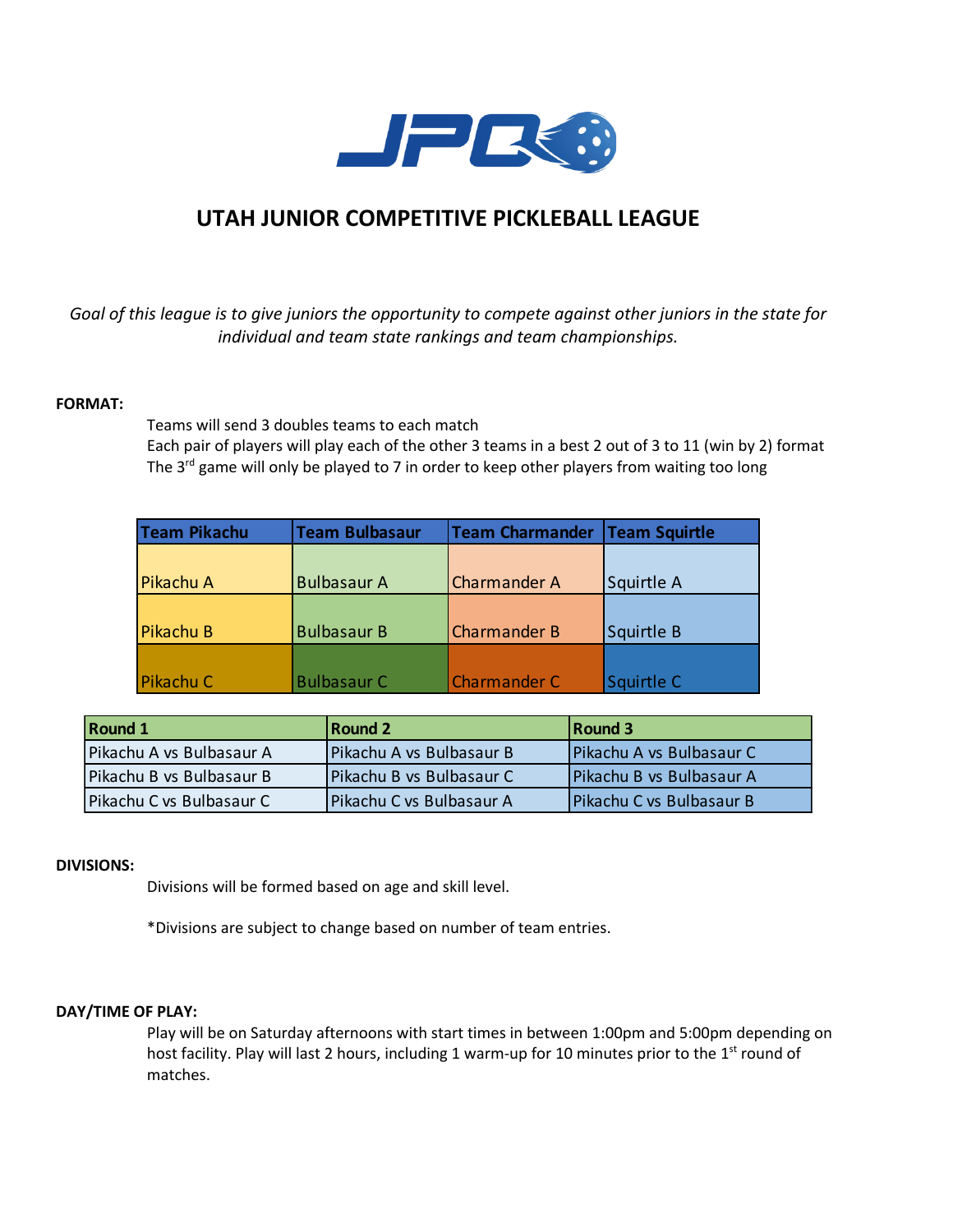# UTAH JUNIOR COMPETITIVE PICKLEBALL LEAGUE

*Goal of this league is to give juniors the opportunity to compete against other juniors in the state for individual and team state rankings and team championships.*

**FORMAT:**

Teams will send 3 doubles teams to each match
Each pair of players will play each of the other 3 teams in a best 2 out of 3 to 11 (win by 2) format
The 3rd game will only be played to 7 in order to keep other players from waiting too long

| Team Pikachu | Team Bulbasaur | Team Charmander | Team Squirtle |
|---|---|---|---|
| Pikachu A | Bulbasaur A | Charmander A | Squirtle A |
| Pikachu B | Bulbasaur B | Charmander B | Squirtle B |
| Pikachu C | Bulbasaur C | Charmander C | Squirtle C |

| Round 1 | Round 2 | Round 3 |
|---|---|---|
| Pikachu A vs Bulbasaur A | Pikachu A vs Bulbasaur B | Pikachu A vs Bulbasaur C |
| Pikachu B vs Bulbasaur B | Pikachu B vs Bulbasaur C | Pikachu B vs Bulbasaur A |
| Pikachu C vs Bulbasaur C | Pikachu C vs Bulbasaur A | Pikachu C vs Bulbasaur B |

**DIVISIONS:**

Divisions will be formed based on age and skill level.

*Divisions are subject to change based on number of team entries.

**DAY/TIME OF PLAY:**

Play will be on Saturday afternoons with start times in between 1:00pm and 5:00pm depending on host facility. Play will last 2 hours, including 1 warm-up for 10 minutes prior to the 1st round of matches.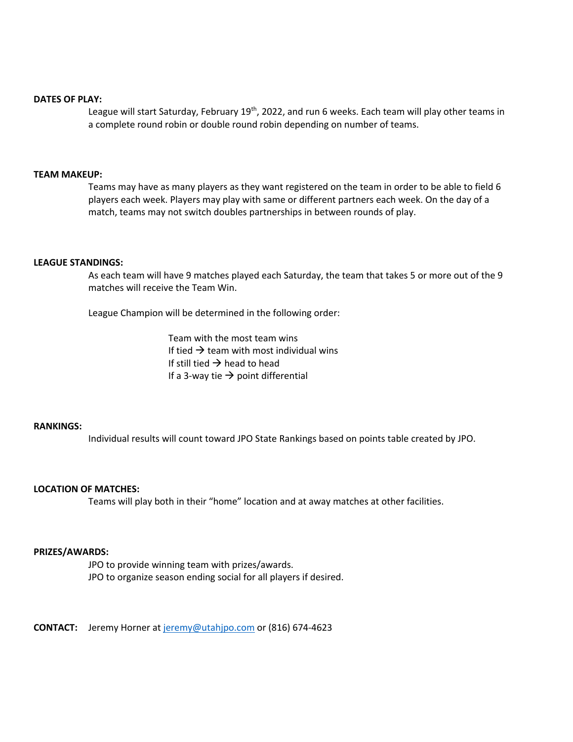**DATES OF PLAY:**

League will start Saturday, February 19th, 2022, and run 6 weeks. Each team will play other teams in a complete round robin or double round robin depending on number of teams.

**TEAM MAKEUP:**

Teams may have as many players as they want registered on the team in order to be able to field 6 players each week. Players may play with same or different partners each week. On the day of a match, teams may not switch doubles partnerships in between rounds of play.

**LEAGUE STANDINGS:**

As each team will have 9 matches played each Saturday, the team that takes 5 or more out of the 9 matches will receive the Team Win.

League Champion will be determined in the following order:

Team with the most team wins
If tied → team with most individual wins
If still tied → head to head
If a 3-way tie → point differential

**RANKINGS:**

Individual results will count toward JPO State Rankings based on points table created by JPO.

**LOCATION OF MATCHES:**

Teams will play both in their "home" location and at away matches at other facilities.

**PRIZES/AWARDS:**

JPO to provide winning team with prizes/awards.
JPO to organize season ending social for all players if desired.

**CONTACT:** Jeremy Horner at jeremy@utahjpo.com or (816) 674-4623